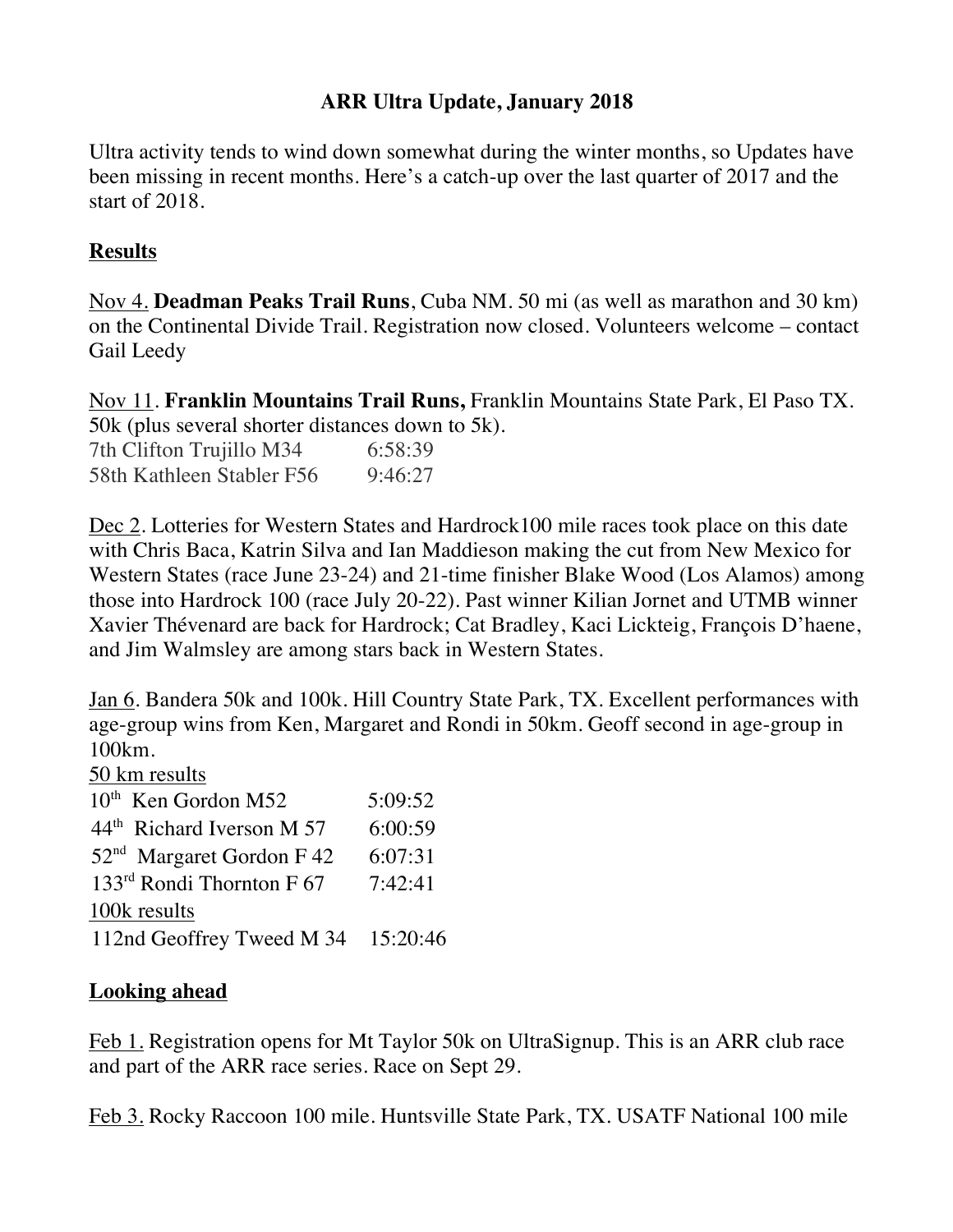# ARR Ultra Update, January 2018

Ultra activity tends to wind down somewhat during the winter months, so Updates have been missing in recent months. Here's a catch-up over the last quarter of 2017 and the start of 2018.

## Results

Nov 4. **Deadman Peaks Trail Runs**, Cuba NM. 50 mi (as well as marathon and 30 km) on the Continental Divide Trail. Registration now closed. Volunteers welcome – contact Gail Leedy

Nov 11. **Franklin Mountains Trail Runs,** Franklin Mountains State Park, El Paso TX. 50k (plus several shorter distances down to 5k).

7th Clifton Trujillo M34 6:58:39
58th Kathleen Stabler F56 9:46:27

Dec 2. Lotteries for Western States and Hardrock100 mile races took place on this date with Chris Baca, Katrin Silva and Ian Maddieson making the cut from New Mexico for Western States (race June 23-24) and 21-time finisher Blake Wood (Los Alamos) among those into Hardrock 100 (race July 20-22). Past winner Kilian Jornet and UTMB winner Xavier Thévenard are back for Hardrock; Cat Bradley, Kaci Lickteig, François D'haene, and Jim Walmsley are among stars back in Western States.

Jan 6. Bandera 50k and 100k. Hill Country State Park, TX. Excellent performances with age-group wins from Ken, Margaret and Rondi in 50km. Geoff second in age-group in 100km.

50 km results

10th Ken Gordon M52 5:09:52
44th Richard Iverson M 57 6:00:59
52nd Margaret Gordon F 42 6:07:31
133rd Rondi Thornton F 67 7:42:41

100k results

112nd Geoffrey Tweed M 34 15:20:46

## Looking ahead

Feb 1. Registration opens for Mt Taylor 50k on UltraSignup. This is an ARR club race and part of the ARR race series. Race on Sept 29.

Feb 3. Rocky Raccoon 100 mile. Huntsville State Park, TX. USATF National 100 mile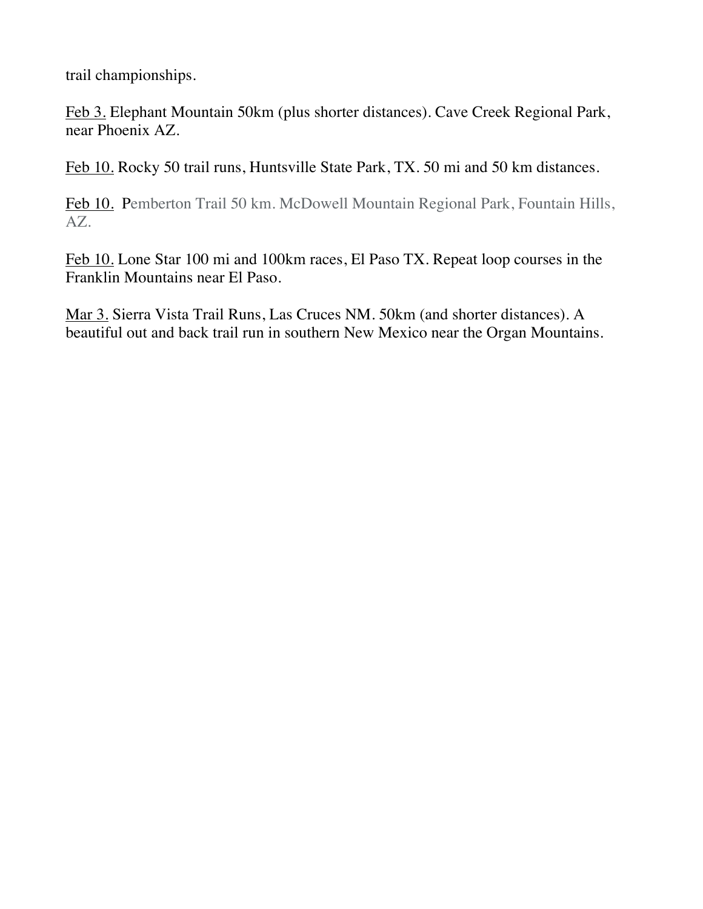trail championships.

Feb 3. Elephant Mountain 50km (plus shorter distances). Cave Creek Regional Park, near Phoenix AZ.

Feb 10. Rocky 50 trail runs, Huntsville State Park, TX. 50 mi and 50 km distances.

Feb 10. Pemberton Trail 50 km. McDowell Mountain Regional Park, Fountain Hills, AZ.

Feb 10. Lone Star 100 mi and 100km races, El Paso TX. Repeat loop courses in the Franklin Mountains near El Paso.

Mar 3. Sierra Vista Trail Runs, Las Cruces NM. 50km (and shorter distances). A beautiful out and back trail run in southern New Mexico near the Organ Mountains.